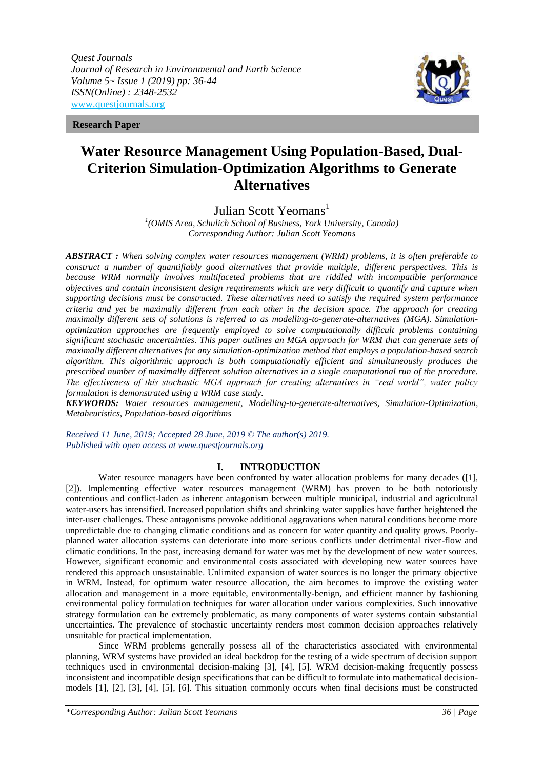*Quest Journals*
*Journal of Research in Environmental and Earth Science*
*Volume 5~ Issue 1 (2019) pp: 36-44*
*ISSN(Online) : 2348-2532*
[www.questjournals.org](http://www.questjournals.org)

**Research Paper**

# Water Resource Management Using Population-Based, Dual-Criterion Simulation-Optimization Algorithms to Generate Alternatives

Julian Scott Yeomans[1]

[1](OMIS Area, Schulich School of Business, York University, Canada)
*Corresponding Author: Julian Scott Yeomans*

***ABSTRACT :*** *When solving complex water resources management (WRM) problems, it is often preferable to construct a number of quantifiably good alternatives that provide multiple, different perspectives. This is because WRM normally involves multifaceted problems that are riddled with incompatible performance objectives and contain inconsistent design requirements which are very difficult to quantify and capture when supporting decisions must be constructed. These alternatives need to satisfy the required system performance criteria and yet be maximally different from each other in the decision space. The approach for creating maximally different sets of solutions is referred to as modelling-to-generate-alternatives (MGA). Simulation-optimization approaches are frequently employed to solve computationally difficult problems containing significant stochastic uncertainties. This paper outlines an MGA approach for WRM that can generate sets of maximally different alternatives for any simulation-optimization method that employs a population-based search algorithm. This algorithmic approach is both computationally efficient and simultaneously produces the prescribed number of maximally different solution alternatives in a single computational run of the procedure. The effectiveness of this stochastic MGA approach for creating alternatives in "real world", water policy formulation is demonstrated using a WRM case study.*

***KEYWORDS:*** *Water resources management, Modelling-to-generate-alternatives, Simulation-Optimization, Metaheuristics, Population-based algorithms*

*Received 11 June, 2019; Accepted 28 June, 2019 © The author(s) 2019. Published with open access at www.questjournals.org*

## I. INTRODUCTION

Water resource managers have been confronted by water allocation problems for many decades ([1], [2]). Implementing effective water resources management (WRM) has proven to be both notoriously contentious and conflict-laden as inherent antagonism between multiple municipal, industrial and agricultural water-users has intensified. Increased population shifts and shrinking water supplies have further heightened the inter-user challenges. These antagonisms provoke additional aggravations when natural conditions become more unpredictable due to changing climatic conditions and as concern for water quantity and quality grows. Poorly-planned water allocation systems can deteriorate into more serious conflicts under detrimental river-flow and climatic conditions. In the past, increasing demand for water was met by the development of new water sources. However, significant economic and environmental costs associated with developing new water sources have rendered this approach unsustainable. Unlimited expansion of water sources is no longer the primary objective in WRM. Instead, for optimum water resource allocation, the aim becomes to improve the existing water allocation and management in a more equitable, environmentally-benign, and efficient manner by fashioning environmental policy formulation techniques for water allocation under various complexities. Such innovative strategy formulation can be extremely problematic, as many components of water systems contain substantial uncertainties. The prevalence of stochastic uncertainty renders most common decision approaches relatively unsuitable for practical implementation.

Since WRM problems generally possess all of the characteristics associated with environmental planning, WRM systems have provided an ideal backdrop for the testing of a wide spectrum of decision support techniques used in environmental decision-making [3], [4], [5]. WRM decision-making frequently possess inconsistent and incompatible design specifications that can be difficult to formulate into mathematical decision-models [1], [2], [3], [4], [5], [6]. This situation commonly occurs when final decisions must be constructed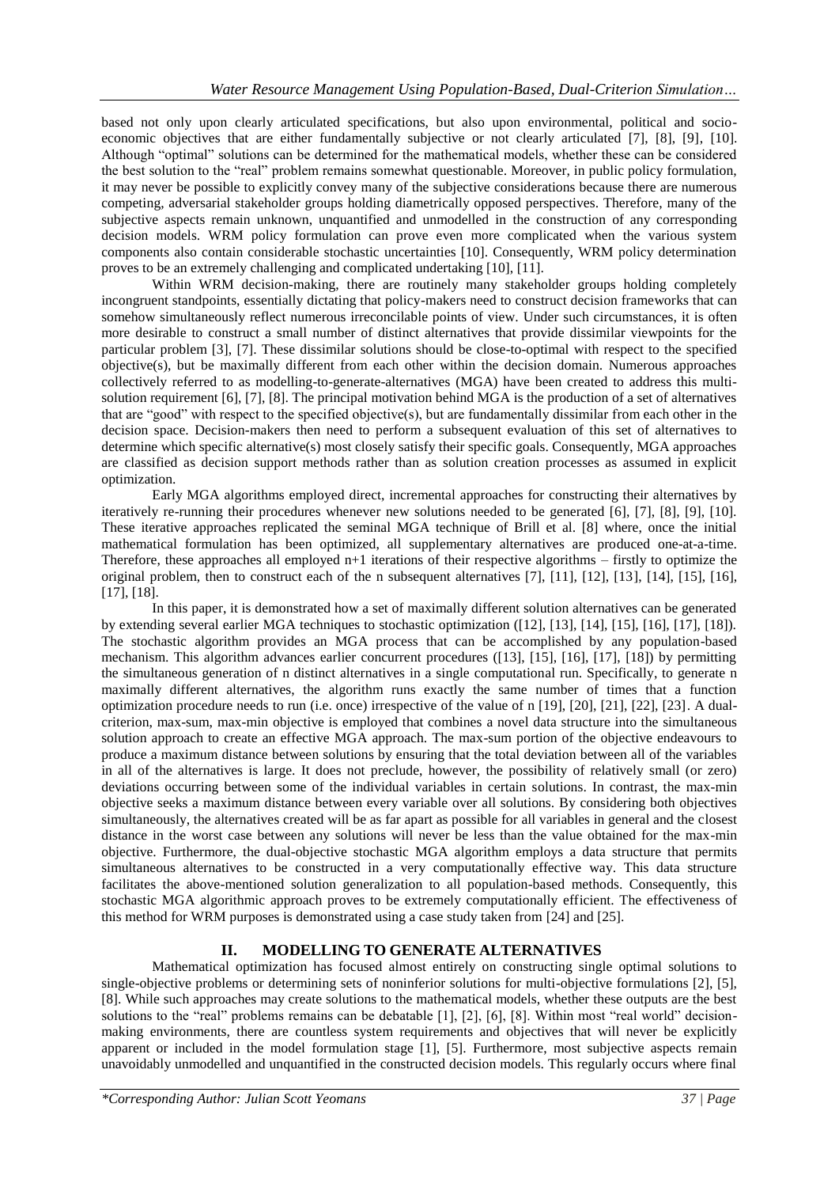based not only upon clearly articulated specifications, but also upon environmental, political and socio-economic objectives that are either fundamentally subjective or not clearly articulated [7], [8], [9], [10]. Although "optimal" solutions can be determined for the mathematical models, whether these can be considered the best solution to the "real" problem remains somewhat questionable. Moreover, in public policy formulation, it may never be possible to explicitly convey many of the subjective considerations because there are numerous competing, adversarial stakeholder groups holding diametrically opposed perspectives. Therefore, many of the subjective aspects remain unknown, unquantified and unmodelled in the construction of any corresponding decision models. WRM policy formulation can prove even more complicated when the various system components also contain considerable stochastic uncertainties [10]. Consequently, WRM policy determination proves to be an extremely challenging and complicated undertaking [10], [11].

Within WRM decision-making, there are routinely many stakeholder groups holding completely incongruent standpoints, essentially dictating that policy-makers need to construct decision frameworks that can somehow simultaneously reflect numerous irreconcilable points of view. Under such circumstances, it is often more desirable to construct a small number of distinct alternatives that provide dissimilar viewpoints for the particular problem [3], [7]. These dissimilar solutions should be close-to-optimal with respect to the specified objective(s), but be maximally different from each other within the decision domain. Numerous approaches collectively referred to as modelling-to-generate-alternatives (MGA) have been created to address this multi-solution requirement [6], [7], [8]. The principal motivation behind MGA is the production of a set of alternatives that are "good" with respect to the specified objective(s), but are fundamentally dissimilar from each other in the decision space. Decision-makers then need to perform a subsequent evaluation of this set of alternatives to determine which specific alternative(s) most closely satisfy their specific goals. Consequently, MGA approaches are classified as decision support methods rather than as solution creation processes as assumed in explicit optimization.

Early MGA algorithms employed direct, incremental approaches for constructing their alternatives by iteratively re-running their procedures whenever new solutions needed to be generated [6], [7], [8], [9], [10]. These iterative approaches replicated the seminal MGA technique of Brill et al. [8] where, once the initial mathematical formulation has been optimized, all supplementary alternatives are produced one-at-a-time. Therefore, these approaches all employed n+1 iterations of their respective algorithms – firstly to optimize the original problem, then to construct each of the n subsequent alternatives [7], [11], [12], [13], [14], [15], [16], [17], [18].

In this paper, it is demonstrated how a set of maximally different solution alternatives can be generated by extending several earlier MGA techniques to stochastic optimization ([12], [13], [14], [15], [16], [17], [18]). The stochastic algorithm provides an MGA process that can be accomplished by any population-based mechanism. This algorithm advances earlier concurrent procedures ([13], [15], [16], [17], [18]) by permitting the simultaneous generation of n distinct alternatives in a single computational run. Specifically, to generate n maximally different alternatives, the algorithm runs exactly the same number of times that a function optimization procedure needs to run (i.e. once) irrespective of the value of n [19], [20], [21], [22], [23]. A dual-criterion, max-sum, max-min objective is employed that combines a novel data structure into the simultaneous solution approach to create an effective MGA approach. The max-sum portion of the objective endeavours to produce a maximum distance between solutions by ensuring that the total deviation between all of the variables in all of the alternatives is large. It does not preclude, however, the possibility of relatively small (or zero) deviations occurring between some of the individual variables in certain solutions. In contrast, the max-min objective seeks a maximum distance between every variable over all solutions. By considering both objectives simultaneously, the alternatives created will be as far apart as possible for all variables in general and the closest distance in the worst case between any solutions will never be less than the value obtained for the max-min objective. Furthermore, the dual-objective stochastic MGA algorithm employs a data structure that permits simultaneous alternatives to be constructed in a very computationally effective way. This data structure facilitates the above-mentioned solution generalization to all population-based methods. Consequently, this stochastic MGA algorithmic approach proves to be extremely computationally efficient. The effectiveness of this method for WRM purposes is demonstrated using a case study taken from [24] and [25].

## II. MODELLING TO GENERATE ALTERNATIVES

Mathematical optimization has focused almost entirely on constructing single optimal solutions to single-objective problems or determining sets of noninferior solutions for multi-objective formulations [2], [5], [8]. While such approaches may create solutions to the mathematical models, whether these outputs are the best solutions to the "real" problems remains can be debatable [1], [2], [6], [8]. Within most "real world" decision-making environments, there are countless system requirements and objectives that will never be explicitly apparent or included in the model formulation stage [1], [5]. Furthermore, most subjective aspects remain unavoidably unmodelled and unquantified in the constructed decision models. This regularly occurs where final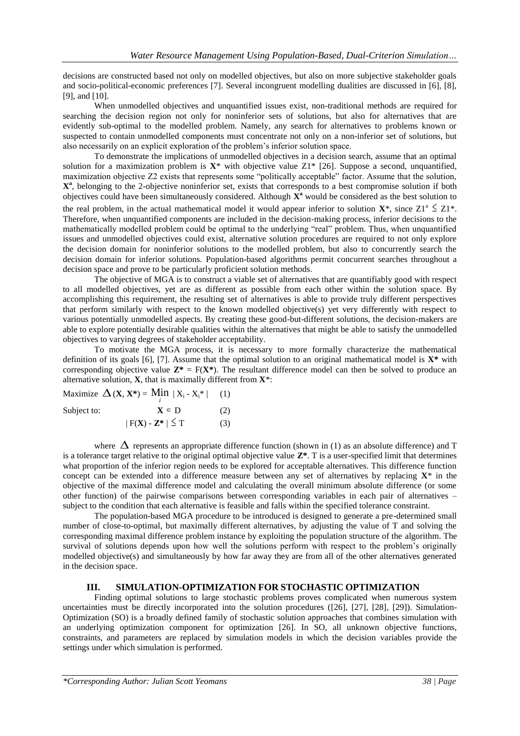decisions are constructed based not only on modelled objectives, but also on more subjective stakeholder goals and socio-political-economic preferences [7]. Several incongruent modelling dualities are discussed in [6], [8], [9], and [10].

When unmodelled objectives and unquantified issues exist, non-traditional methods are required for searching the decision region not only for noninferior sets of solutions, but also for alternatives that are evidently sub-optimal to the modelled problem. Namely, any search for alternatives to problems known or suspected to contain unmodelled components must concentrate not only on a non-inferior set of solutions, but also necessarily on an explicit exploration of the problem's inferior solution space.

To demonstrate the implications of unmodelled objectives in a decision search, assume that an optimal solution for a maximization problem is $\mathbf{X}^*$ with objective value $Z1^*$ [26]. Suppose a second, unquantified, maximization objective $Z2$ exists that represents some "politically acceptable" factor. Assume that the solution, $\mathbf{X}^a$, belonging to the 2-objective noninferior set, exists that corresponds to a best compromise solution if both objectives could have been simultaneously considered. Although $\mathbf{X}^a$ would be considered as the best solution to the real problem, in the actual mathematical model it would appear inferior to solution $\mathbf{X}^*$, since $Z1^a \leq Z1^*$. Therefore, when unquantified components are included in the decision-making process, inferior decisions to the mathematically modelled problem could be optimal to the underlying "real" problem. Thus, when unquantified issues and unmodelled objectives could exist, alternative solution procedures are required to not only explore the decision domain for noninferior solutions to the modelled problem, but also to concurrently search the decision domain for inferior solutions. Population-based algorithms permit concurrent searches throughout a decision space and prove to be particularly proficient solution methods.

The objective of MGA is to construct a viable set of alternatives that are quantifiably good with respect to all modelled objectives, yet are as different as possible from each other within the solution space. By accomplishing this requirement, the resulting set of alternatives is able to provide truly different perspectives that perform similarly with respect to the known modelled objective(s) yet very differently with respect to various potentially unmodelled aspects. By creating these good-but-different solutions, the decision-makers are able to explore potentially desirable qualities within the alternatives that might be able to satisfy the unmodelled objectives to varying degrees of stakeholder acceptability.

To motivate the MGA process, it is necessary to more formally characterize the mathematical definition of its goals [6], [7]. Assume that the optimal solution to an original mathematical model is $\mathbf{X}^*$ with corresponding objective value $\mathbf{Z}^* = F(\mathbf{X}^*)$. The resultant difference model can then be solved to produce an alternative solution, $\mathbf{X}$, that is maximally different from $\mathbf{X}^*$:

$$\text{Maximize } \Delta(\mathbf{X}, \mathbf{X}^*) = \min_i |X_i - X_i^*| \quad (1)$$

$$\text{Subject to: } \quad \mathbf{X} \in D \quad (2)$$

$$|F(\mathbf{X}) - \mathbf{Z}^*| \leq T \quad (3)$$

where $\Delta$ represents an appropriate difference function (shown in (1) as an absolute difference) and T is a tolerance target relative to the original optimal objective value $\mathbf{Z}^*$. T is a user-specified limit that determines what proportion of the inferior region needs to be explored for acceptable alternatives. This difference function concept can be extended into a difference measure between any set of alternatives by replacing $\mathbf{X}^*$ in the objective of the maximal difference model and calculating the overall minimum absolute difference (or some other function) of the pairwise comparisons between corresponding variables in each pair of alternatives – subject to the condition that each alternative is feasible and falls within the specified tolerance constraint.

The population-based MGA procedure to be introduced is designed to generate a pre-determined small number of close-to-optimal, but maximally different alternatives, by adjusting the value of T and solving the corresponding maximal difference problem instance by exploiting the population structure of the algorithm. The survival of solutions depends upon how well the solutions perform with respect to the problem's originally modelled objective(s) and simultaneously by how far away they are from all of the other alternatives generated in the decision space.

## III. SIMULATION-OPTIMIZATION FOR STOCHASTIC OPTIMIZATION

Finding optimal solutions to large stochastic problems proves complicated when numerous system uncertainties must be directly incorporated into the solution procedures ([26], [27], [28], [29]). Simulation-Optimization (SO) is a broadly defined family of stochastic solution approaches that combines simulation with an underlying optimization component for optimization [26]. In SO, all unknown objective functions, constraints, and parameters are replaced by simulation models in which the decision variables provide the settings under which simulation is performed.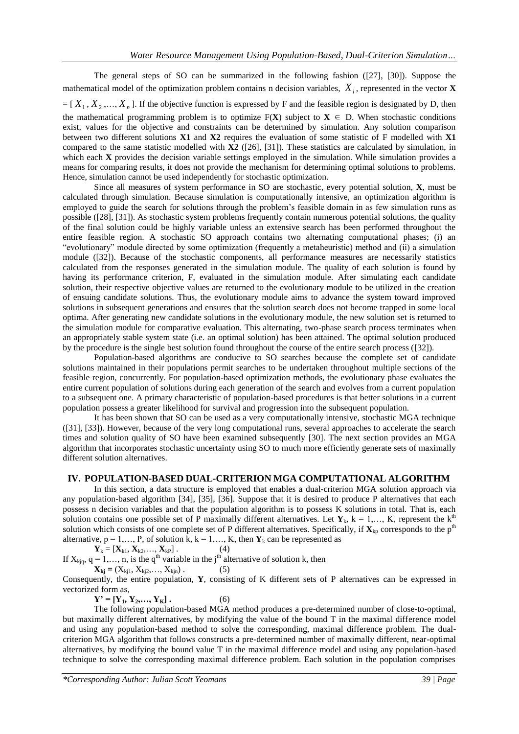The general steps of SO can be summarized in the following fashion ([27], [30]). Suppose the mathematical model of the optimization problem contains n decision variables, $X_i$, represented in the vector **X** = [ $X_1, X_2, \ldots, X_n$ ]. If the objective function is expressed by F and the feasible region is designated by D, then the mathematical programming problem is to optimize F(**X**) subject to **X** $\in$ D. When stochastic conditions exist, values for the objective and constraints can be determined by simulation. Any solution comparison between two different solutions **X1** and **X2** requires the evaluation of some statistic of F modelled with **X1** compared to the same statistic modelled with **X2** ([26], [31]). These statistics are calculated by simulation, in which each **X** provides the decision variable settings employed in the simulation. While simulation provides a means for comparing results, it does not provide the mechanism for determining optimal solutions to problems. Hence, simulation cannot be used independently for stochastic optimization.

Since all measures of system performance in SO are stochastic, every potential solution, **X**, must be calculated through simulation. Because simulation is computationally intensive, an optimization algorithm is employed to guide the search for solutions through the problem's feasible domain in as few simulation runs as possible ([28], [31]). As stochastic system problems frequently contain numerous potential solutions, the quality of the final solution could be highly variable unless an extensive search has been performed throughout the entire feasible region. A stochastic SO approach contains two alternating computational phases; (i) an "evolutionary" module directed by some optimization (frequently a metaheuristic) method and (ii) a simulation module ([32]). Because of the stochastic components, all performance measures are necessarily statistics calculated from the responses generated in the simulation module. The quality of each solution is found by having its performance criterion, F, evaluated in the simulation module. After simulating each candidate solution, their respective objective values are returned to the evolutionary module to be utilized in the creation of ensuing candidate solutions. Thus, the evolutionary module aims to advance the system toward improved solutions in subsequent generations and ensures that the solution search does not become trapped in some local optima. After generating new candidate solutions in the evolutionary module, the new solution set is returned to the simulation module for comparative evaluation. This alternating, two-phase search process terminates when an appropriately stable system state (i.e. an optimal solution) has been attained. The optimal solution produced by the procedure is the single best solution found throughout the course of the entire search process ([32]).

Population-based algorithms are conducive to SO searches because the complete set of candidate solutions maintained in their populations permit searches to be undertaken throughout multiple sections of the feasible region, concurrently. For population-based optimization methods, the evolutionary phase evaluates the entire current population of solutions during each generation of the search and evolves from a current population to a subsequent one. A primary characteristic of population-based procedures is that better solutions in a current population possess a greater likelihood for survival and progression into the subsequent population.

It has been shown that SO can be used as a very computationally intensive, stochastic MGA technique ([31], [33]). However, because of the very long computational runs, several approaches to accelerate the search times and solution quality of SO have been examined subsequently [30]. The next section provides an MGA algorithm that incorporates stochastic uncertainty using SO to much more efficiently generate sets of maximally different solution alternatives.

## IV. POPULATION-BASED DUAL-CRITERION MGA COMPUTATIONAL ALGORITHM

In this section, a data structure is employed that enables a dual-criterion MGA solution approach via any population-based algorithm [34], [35], [36]. Suppose that it is desired to produce P alternatives that each possess n decision variables and that the population algorithm is to possess K solutions in total. That is, each solution contains one possible set of P maximally different alternatives. Let $\mathbf{Y}_k$, k = 1,…, K, represent the k[th] solution which consists of one complete set of P different alternatives. Specifically, if $\mathbf{X}_{kp}$ corresponds to the p[th] alternative, p = 1,…, P, of solution k, k = 1,…, K, then $\mathbf{Y}_k$ can be represented as

$$\mathbf{Y}_k = [\mathbf{X}_{k1}, \mathbf{X}_{k2}, \ldots, \mathbf{X}_{kP}] \, . \qquad (4)$$

If $X_{kjq}$, q = 1,…, n, is the q[th] variable in the j[th] alternative of solution k, then

$$\mathbf{X}_{kj} = (X_{kj1}, X_{kj2}, \ldots, X_{kjn}) \, . \qquad (5)$$

Consequently, the entire population, **Y**, consisting of K different sets of P alternatives can be expressed in vectorized form as,

$$\mathbf{Y'} = [\mathbf{Y}_1, \mathbf{Y}_2, \ldots, \mathbf{Y}_K] \, . \qquad (6)$$

The following population-based MGA method produces a pre-determined number of close-to-optimal, but maximally different alternatives, by modifying the value of the bound T in the maximal difference model and using any population-based method to solve the corresponding, maximal difference problem. The dual-criterion MGA algorithm that follows constructs a pre-determined number of maximally different, near-optimal alternatives, by modifying the bound value T in the maximal difference model and using any population-based technique to solve the corresponding maximal difference problem. Each solution in the population comprises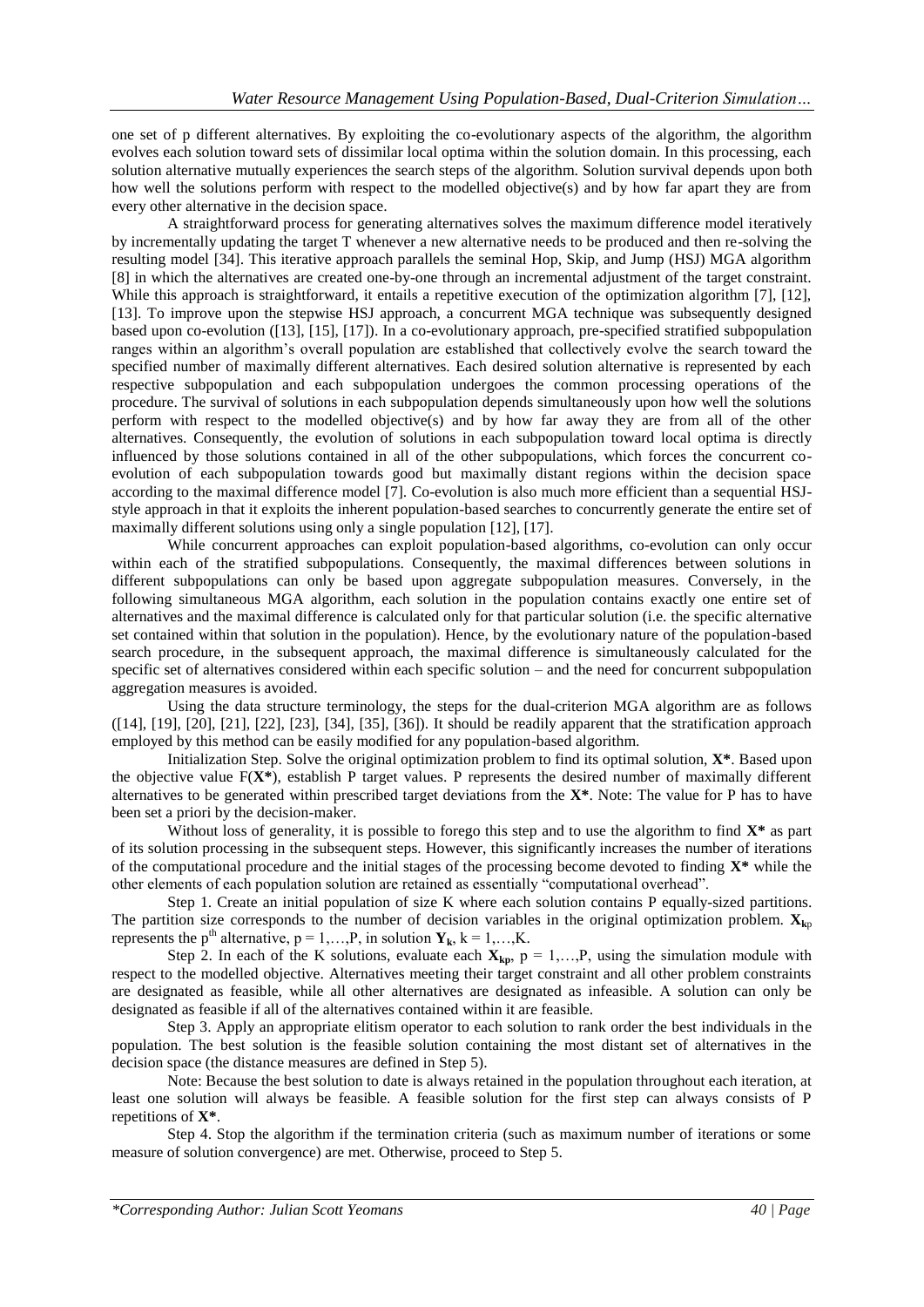one set of p different alternatives. By exploiting the co-evolutionary aspects of the algorithm, the algorithm evolves each solution toward sets of dissimilar local optima within the solution domain. In this processing, each solution alternative mutually experiences the search steps of the algorithm. Solution survival depends upon both how well the solutions perform with respect to the modelled objective(s) and by how far apart they are from every other alternative in the decision space.

A straightforward process for generating alternatives solves the maximum difference model iteratively by incrementally updating the target T whenever a new alternative needs to be produced and then re-solving the resulting model [34]. This iterative approach parallels the seminal Hop, Skip, and Jump (HSJ) MGA algorithm [8] in which the alternatives are created one-by-one through an incremental adjustment of the target constraint. While this approach is straightforward, it entails a repetitive execution of the optimization algorithm [7], [12], [13]. To improve upon the stepwise HSJ approach, a concurrent MGA technique was subsequently designed based upon co-evolution ([13], [15], [17]). In a co-evolutionary approach, pre-specified stratified subpopulation ranges within an algorithm's overall population are established that collectively evolve the search toward the specified number of maximally different alternatives. Each desired solution alternative is represented by each respective subpopulation and each subpopulation undergoes the common processing operations of the procedure. The survival of solutions in each subpopulation depends simultaneously upon how well the solutions perform with respect to the modelled objective(s) and by how far away they are from all of the other alternatives. Consequently, the evolution of solutions in each subpopulation toward local optima is directly influenced by those solutions contained in all of the other subpopulations, which forces the concurrent co-evolution of each subpopulation towards good but maximally distant regions within the decision space according to the maximal difference model [7]. Co-evolution is also much more efficient than a sequential HSJ-style approach in that it exploits the inherent population-based searches to concurrently generate the entire set of maximally different solutions using only a single population [12], [17].

While concurrent approaches can exploit population-based algorithms, co-evolution can only occur within each of the stratified subpopulations. Consequently, the maximal differences between solutions in different subpopulations can only be based upon aggregate subpopulation measures. Conversely, in the following simultaneous MGA algorithm, each solution in the population contains exactly one entire set of alternatives and the maximal difference is calculated only for that particular solution (i.e. the specific alternative set contained within that solution in the population). Hence, by the evolutionary nature of the population-based search procedure, in the subsequent approach, the maximal difference is simultaneously calculated for the specific set of alternatives considered within each specific solution – and the need for concurrent subpopulation aggregation measures is avoided.

Using the data structure terminology, the steps for the dual-criterion MGA algorithm are as follows ([14], [19], [20], [21], [22], [23], [34], [35], [36]). It should be readily apparent that the stratification approach employed by this modified can be easily modified for any population-based algorithm.

Initialization Step. Solve the original optimization problem to find its optimal solution, $\mathbf{X^*}$. Based upon the objective value $F(\mathbf{X^*})$, establish P target values. P represents the desired number of maximally different alternatives to be generated within prescribed target deviations from the $\mathbf{X^*}$. Note: The value for P has to have been set a priori by the decision-maker.

Without loss of generality, it is possible to forego this step and to use the algorithm to find $\mathbf{X^*}$ as part of its solution processing in the subsequent steps. However, this significantly increases the number of iterations of the computational procedure and the initial stages of the processing become devoted to finding $\mathbf{X^*}$ while the other elements of each population solution are retained as essentially "computational overhead".

Step 1. Create an initial population of size K where each solution contains P equally-sized partitions. The partition size corresponds to the number of decision variables in the original optimization problem. $\mathbf{X}_{kp}$ represents the $p^{th}$ alternative, $p = 1,\ldots,P$, in solution $\mathbf{Y}_k$, $k = 1,\ldots,K$.

Step 2. In each of the K solutions, evaluate each $\mathbf{X}_{kp}$, $p = 1,\ldots,P$, using the simulation module with respect to the modelled objective. Alternatives meeting their target constraint and all other problem constraints are designated as feasible, while all other alternatives are designated as infeasible. A solution can only be designated as feasible if all of the alternatives contained within it are feasible.

Step 3. Apply an appropriate elitism operator to each solution to rank order the best individuals in the population. The best solution is the feasible solution containing the most distant set of alternatives in the decision space (the distance measures are defined in Step 5).

Note: Because the best solution to date is always retained in the population throughout each iteration, at least one solution will always be feasible. A feasible solution for the first step can always consists of P repetitions of $\mathbf{X^*}$.

Step 4. Stop the algorithm if the termination criteria (such as maximum number of iterations or some measure of solution convergence) are met. Otherwise, proceed to Step 5.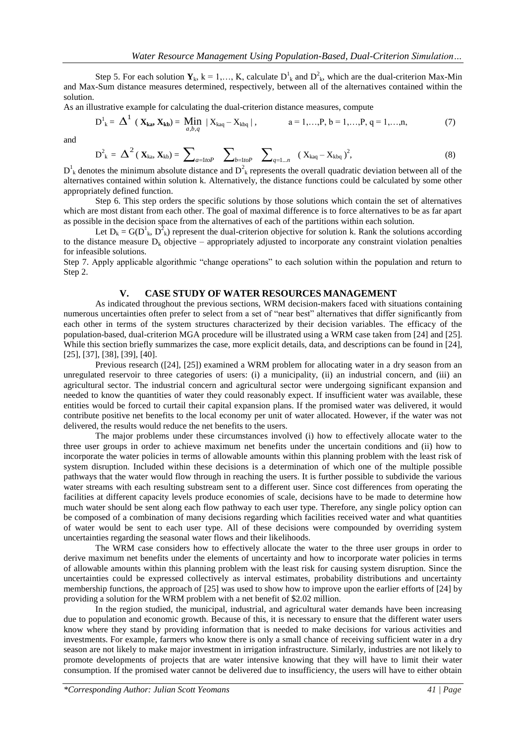Step 5. For each solution $\mathbf{Y}_k$, $k = 1,\ldots, K$, calculate $D^1_k$ and $D^2_k$, which are the dual-criterion Max-Min and Max-Sum distance measures determined, respectively, between all of the alternatives contained within the solution.

As an illustrative example for calculating the dual-criterion distance measures, compute

$$D^1_k = \Delta^1 (\mathbf{X}_{ka}, \mathbf{X}_{kb}) = \min_{a,b,q} |X_{kaq} - X_{kbq}|, \qquad a = 1,\ldots,P,\ b = 1,\ldots,P,\ q = 1,\ldots,n, \tag{7}$$

and

$$D^2_k = \Delta^2 (\mathbf{X}_{ka}, \mathbf{X}_{kb}) = \sum_{a=1toP} \sum_{b=1toP} \sum_{q=1\ldots n} (X_{kaq} - X_{kbq})^2, \tag{8}$$

$D^1_k$ denotes the minimum absolute distance and $D^2_k$ represents the overall quadratic deviation between all of the alternatives contained within solution k. Alternatively, the distance functions could be calculated by some other appropriately defined function.

Step 6. This step orders the specific solutions by those solutions which contain the set of alternatives which are most distant from each other. The goal of maximal difference is to force alternatives to be as far apart as possible in the decision space from the alternatives of each of the partitions within each solution.

Let $D_k = G(D^1_k, D^2_k)$ represent the dual-criterion objective for solution k. Rank the solutions according to the distance measure $D_k$ objective – appropriately adjusted to incorporate any constraint violation penalties for infeasible solutions.

Step 7. Apply applicable algorithmic "change operations" to each solution within the population and return to Step 2.

## V. CASE STUDY OF WATER RESOURCES MANAGEMENT

As indicated throughout the previous sections, WRM decision-makers faced with situations containing numerous uncertainties often prefer to select from a set of "near best" alternatives that differ significantly from each other in terms of the system structures characterized by their decision variables. The efficacy of the population-based, dual-criterion MGA procedure will be illustrated using a WRM case taken from [24] and [25]. While this section briefly summarizes the case, more explicit details, data, and descriptions can be found in [24], [25], [37], [38], [39], [40].

Previous research ([24], [25]) examined a WRM problem for allocating water in a dry season from an unregulated reservoir to three categories of users: (i) a municipality, (ii) an industrial concern, and (iii) an agricultural sector. The industrial concern and agricultural sector were undergoing significant expansion and needed to know the quantities of water they could reasonably expect. If insufficient water was available, these entities would be forced to curtail their capital expansion plans. If the promised water was delivered, it would contribute positive net benefits to the local economy per unit of water allocated. However, if the water was not delivered, the results would reduce the net benefits to the users.

The major problems under these circumstances involved (i) how to effectively allocate water to the three user groups in order to achieve maximum net benefits under the uncertain conditions and (ii) how to incorporate the water policies in terms of allowable amounts within this planning problem with the least risk of system disruption. Included within these decisions is a determination of which one of the multiple possible pathways that the water would flow through in reaching the users. It is further possible to subdivide the various water streams with each resulting substream sent to a different user. Since cost differences from operating the facilities at different capacity levels produce economies of scale, decisions have to be made to determine how much water should be sent along each flow pathway to each user type. Therefore, any single policy option can be composed of a combination of many decisions regarding which facilities received water and what quantities of water would be sent to each user type. All of these decisions were compounded by overriding system uncertainties regarding the seasonal water flows and their likelihoods.

The WRM case considers how to effectively allocate the water to the three user groups in order to derive maximum net benefits under the elements of uncertainty and how to incorporate water policies in terms of allowable amounts within this planning problem with the least risk for causing system disruption. Since the uncertainties could be expressed collectively as interval estimates, probability distributions and uncertainty membership functions, the approach of [25] was used to show how to improve upon the earlier efforts of [24] by providing a solution for the WRM problem with a net benefit of \$2.02 million.

In the region studied, the municipal, industrial, and agricultural water demands have been increasing due to population and economic growth. Because of this, it is necessary to ensure that the different water users know where they stand by providing information that is needed to make decisions for various activities and investments. For example, farmers who know there is only a small chance of receiving sufficient water in a dry season are not likely to make major investment in irrigation infrastructure. Similarly, industries are not likely to promote developments of projects that are water intensive knowing that they will have to limit their water consumption. If the promised water cannot be delivered due to insufficiency, the users will have to either obtain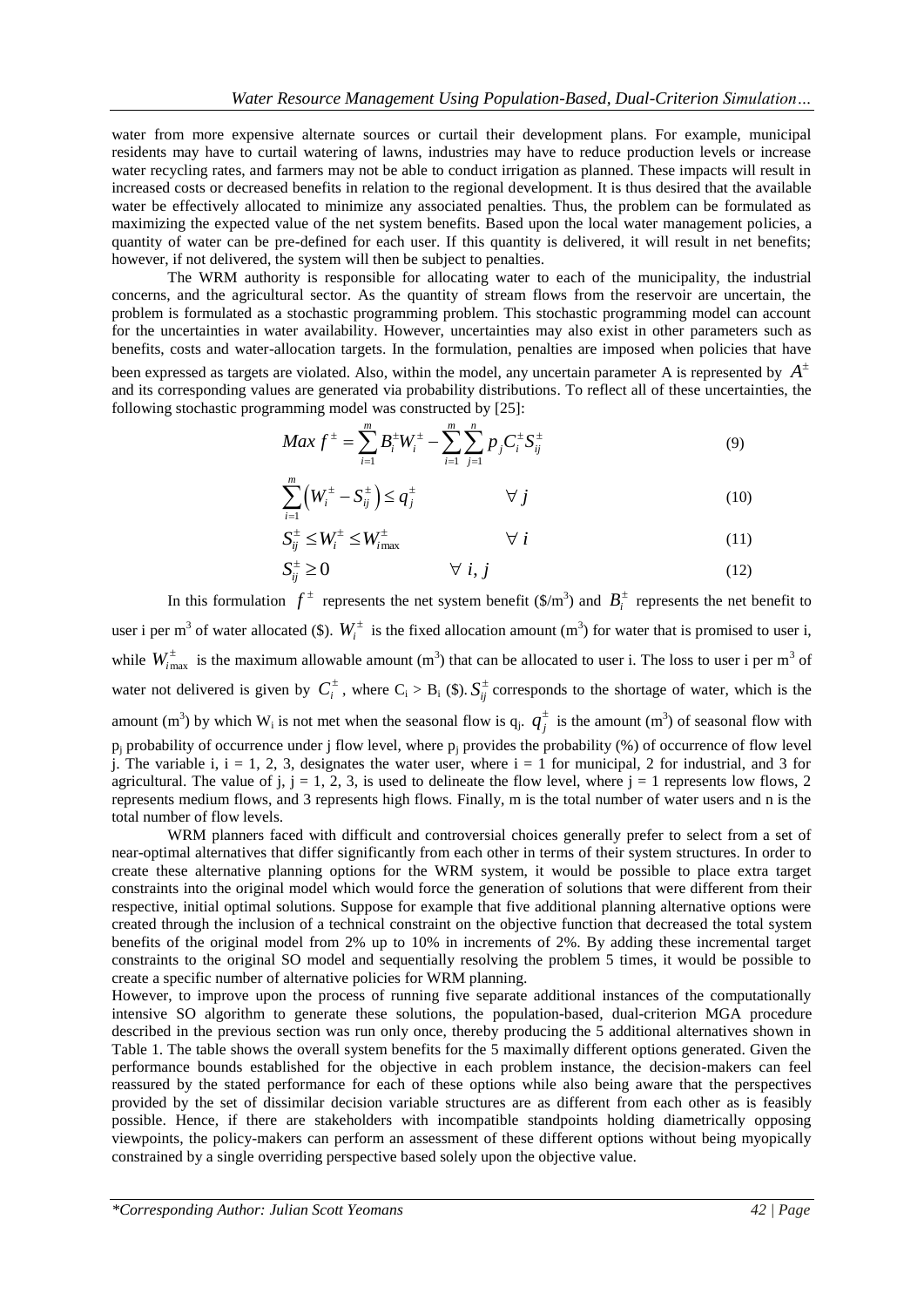water from more expensive alternate sources or curtail their development plans. For example, municipal residents may have to curtail watering of lawns, industries may have to reduce production levels or increase water recycling rates, and farmers may not be able to conduct irrigation as planned. These impacts will result in increased costs or decreased benefits in relation to the regional development. It is thus desired that the available water be effectively allocated to minimize any associated penalties. Thus, the problem can be formulated as maximizing the expected value of the net system benefits. Based upon the local water management policies, a quantity of water can be pre-defined for each user. If this quantity is delivered, it will result in net benefits; however, if not delivered, the system will then be subject to penalties.

The WRM authority is responsible for allocating water to each of the municipality, the industrial concerns, and the agricultural sector. As the quantity of stream flows from the reservoir are uncertain, the problem is formulated as a stochastic programming problem. This stochastic programming model can account for the uncertainties in water availability. However, uncertainties may also exist in other parameters such as benefits, costs and water-allocation targets. In the formulation, penalties are imposed when policies that have been expressed as targets are violated. Also, within the model, any uncertain parameter A is represented by $A^{\pm}$ and its corresponding values are generated via probability distributions. To reflect all of these uncertainties, the following stochastic programming model was constructed by [25]:

$$Max\ f^{\pm} = \sum_{i=1}^{m} B_i^{\pm} W_i^{\pm} - \sum_{i=1}^{m} \sum_{j=1}^{n} p_j C_i^{\pm} S_{ij}^{\pm} \tag{9}$$

$$\sum_{i=1}^{m} \left( W_i^{\pm} - S_{ij}^{\pm} \right) \le q_j^{\pm} \qquad \forall\ j \tag{10}$$

$$S_{ij}^{\pm} \le W_i^{\pm} \le W_{i\max}^{\pm} \qquad \forall\ i \tag{11}$$

$$S_{ij}^{\pm} \ge 0 \qquad \forall\ i, j \tag{12}$$

In this formulation $f^{\pm}$ represents the net system benefit ($/m$^3$) and $B_i^{\pm}$ represents the net benefit to user i per m$^3$ of water allocated ($). $W_i^{\pm}$ is the fixed allocation amount (m$^3$) for water that is promised to user i, while $W_{i\max}^{\pm}$ is the maximum allowable amount (m$^3$) that can be allocated to user i. The loss to user i per m$^3$ of water not delivered is given by $C_i^{\pm}$, where $C_i > B_i$ ($). $S_{ij}^{\pm}$ corresponds to the shortage of water, which is the amount (m$^3$) by which $W_i$ is not met when the seasonal flow is $q_j$. $q_j^{\pm}$ is the amount (m$^3$) of seasonal flow with $p_j$ probability of occurrence under j flow level, where $p_j$ provides the probability (%) of occurrence of flow level j. The variable i, i = 1, 2, 3, designates the water user, where i = 1 for municipal, 2 for industrial, and 3 for agricultural. The value of j, j = 1, 2, 3, is used to delineate the flow level, where j = 1 represents low flows, 2 represents medium flows, and 3 represents high flows. Finally, m is the total number of water users and n is the total number of flow levels.

WRM planners faced with difficult and controversial choices generally prefer to select from a set of near-optimal alternatives that differ significantly from each other in terms of their system structures. In order to create these alternative planning options for the WRM system, it would be possible to place extra target constraints into the original model which would force the generation of solutions that were different from their respective, initial optimal solutions. Suppose for example that five additional planning alternative options were created through the inclusion of a technical constraint on the objective function that decreased the total system benefits of the original model from 2% up to 10% in increments of 2%. By adding these incremental target constraints to the original SO model and sequentially resolving the problem 5 times, it would be possible to create a specific number of alternative policies for WRM planning.

However, to improve upon the process of running five separate additional instances of the computationally intensive SO algorithm to generate these solutions, the population-based, dual-criterion MGA procedure described in the previous section was run only once, thereby producing the 5 additional alternatives shown in Table 1. The table shows the overall system benefits for the 5 maximally different options generated. Given the performance bounds established for the objective in each problem instance, the decision-makers can feel reassured by the stated performance for each of these options while also being aware that the perspectives provided by the set of dissimilar decision variable structures are as different from each other as is feasibly possible. Hence, if there are stakeholders with incompatible standpoints holding diametrically opposing viewpoints, the policy-makers can perform an assessment of these different options without being myopically constrained by a single overriding perspective based solely upon the objective value.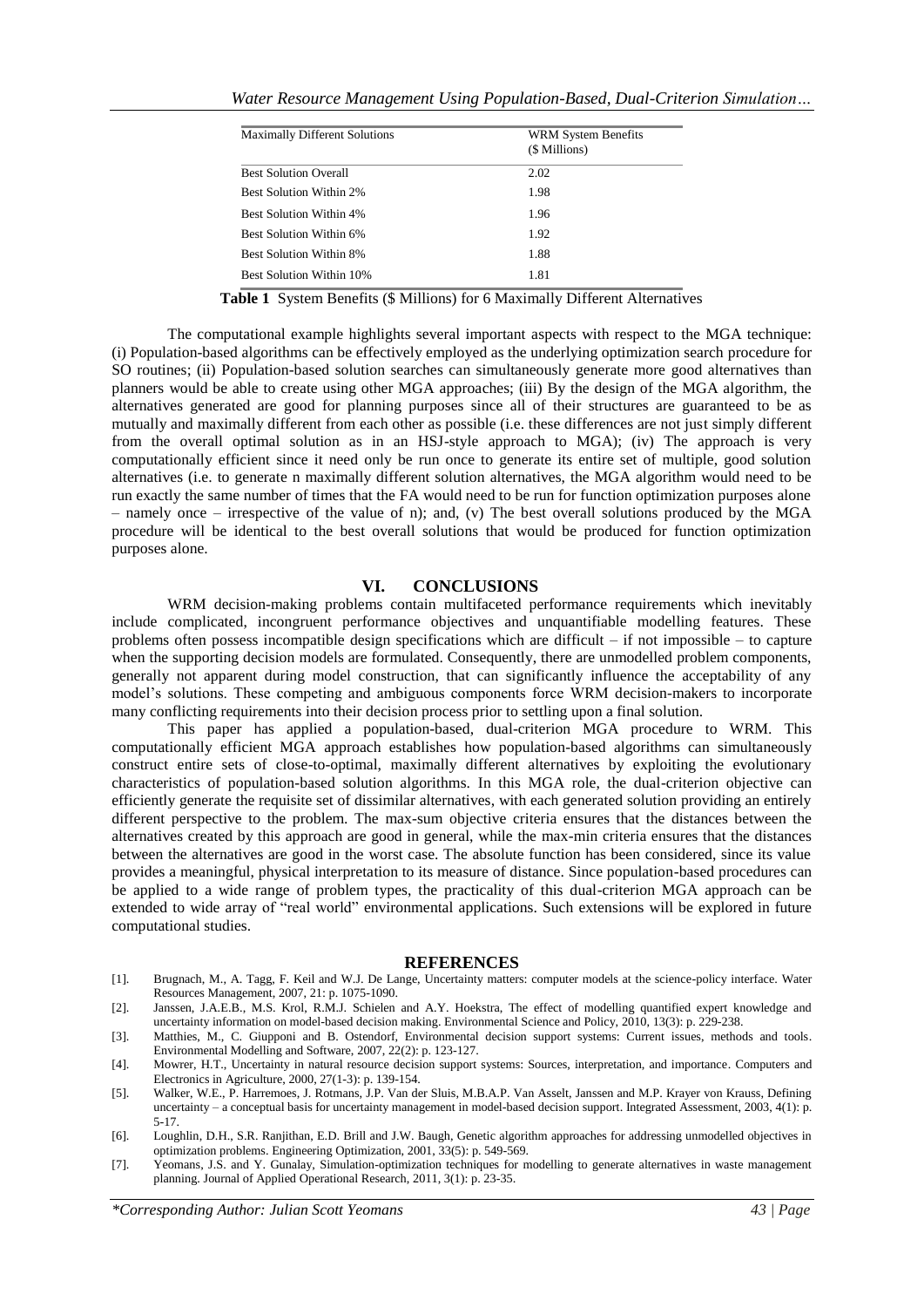| Maximally Different Solutions | WRM System Benefits ($ Millions) |
|---|---|
| Best Solution Overall | 2.02 |
| Best Solution Within 2% | 1.98 |
| Best Solution Within 4% | 1.96 |
| Best Solution Within 6% | 1.92 |
| Best Solution Within 8% | 1.88 |
| Best Solution Within 10% | 1.81 |

**Table 1** System Benefits ($ Millions) for 6 Maximally Different Alternatives

The computational example highlights several important aspects with respect to the MGA technique: (i) Population-based algorithms can be effectively employed as the underlying optimization search procedure for SO routines; (ii) Population-based solution searches can simultaneously generate more good alternatives than planners would be able to create using other MGA approaches; (iii) By the design of the MGA algorithm, the alternatives generated are good for planning purposes since all of their structures are guaranteed to be as mutually and maximally different from each other as possible (i.e. these differences are not just simply different from the overall optimal solution as in an HSJ-style approach to MGA); (iv) The approach is very computationally efficient since it need only be run once to generate its entire set of multiple, good solution alternatives (i.e. to generate n maximally different solution alternatives, the MGA algorithm would need to be run exactly the same number of times that the FA would need to be run for function optimization purposes alone – namely once – irrespective of the value of n); and, (v) The best overall solutions produced by the MGA procedure will be identical to the best overall solutions that would be produced for function optimization purposes alone.

## VI. CONCLUSIONS

WRM decision-making problems contain multifaceted performance requirements which inevitably include complicated, incongruent performance objectives and unquantifiable modelling features. These problems often possess incompatible design specifications which are difficult – if not impossible – to capture when the supporting decision models are formulated. Consequently, there are unmodelled problem components, generally not apparent during model construction, that can significantly influence the acceptability of any model's solutions. These competing and ambiguous components force WRM decision-makers to incorporate many conflicting requirements into their decision process prior to settling upon a final solution.

This paper has applied a population-based, dual-criterion MGA procedure to WRM. This computationally efficient MGA approach establishes how population-based algorithms can simultaneously construct entire sets of close-to-optimal, maximally different alternatives by exploiting the evolutionary characteristics of population-based solution algorithms. In this MGA role, the dual-criterion objective can efficiently generate the requisite set of dissimilar alternatives, with each generated solution providing an entirely different perspective to the problem. The max-sum objective criteria ensures that the distances between the alternatives created by this approach are good in general, while the max-min criteria ensures that the distances between the alternatives are good in the worst case. The absolute function has been considered, since its value provides a meaningful, physical interpretation to its measure of distance. Since population-based procedures can be applied to a wide range of problem types, the practicality of this dual-criterion MGA approach can be extended to wide array of "real world" environmental applications. Such extensions will be explored in future computational studies.

## REFERENCES

[1]. Brugnach, M., A. Tagg, F. Keil and W.J. De Lange, Uncertainty matters: computer models at the science-policy interface. Water Resources Management, 2007, 21: p. 1075-1090.

[2]. Janssen, J.A.E.B., M.S. Krol, R.M.J. Schielen and A.Y. Hoekstra, The effect of modelling quantified expert knowledge and uncertainty information on model-based decision making. Environmental Science and Policy, 2010, 13(3): p. 229-238.

[3]. Matthies, M., C. Giupponi and B. Ostendorf, Environmental decision support systems: Current issues, methods and tools. Environmental Modelling and Software, 2007, 22(2): p. 123-127.

[4]. Mowrer, H.T., Uncertainty in natural resource decision support systems: Sources, interpretation, and importance. Computers and Electronics in Agriculture, 2000, 27(1-3): p. 139-154.

[5]. Walker, W.E., P. Harremoes, J. Rotmans, J.P. Van der Sluis, M.B.A.P. Van Asselt, Janssen and M.P. Krayer von Krauss, Defining uncertainty – a conceptual basis for uncertainty management in model-based decision support. Integrated Assessment, 2003, 4(1): p. 5-17.

[6]. Loughlin, D.H., S.R. Ranjithan, E.D. Brill and J.W. Baugh, Genetic algorithm approaches for addressing unmodelled objectives in optimization problems. Engineering Optimization, 2001, 33(5): p. 549-569.

[7]. Yeomans, J.S. and Y. Gunalay, Simulation-optimization techniques for modelling to generate alternatives in waste management planning. Journal of Applied Operational Research, 2011, 3(1): p. 23-35.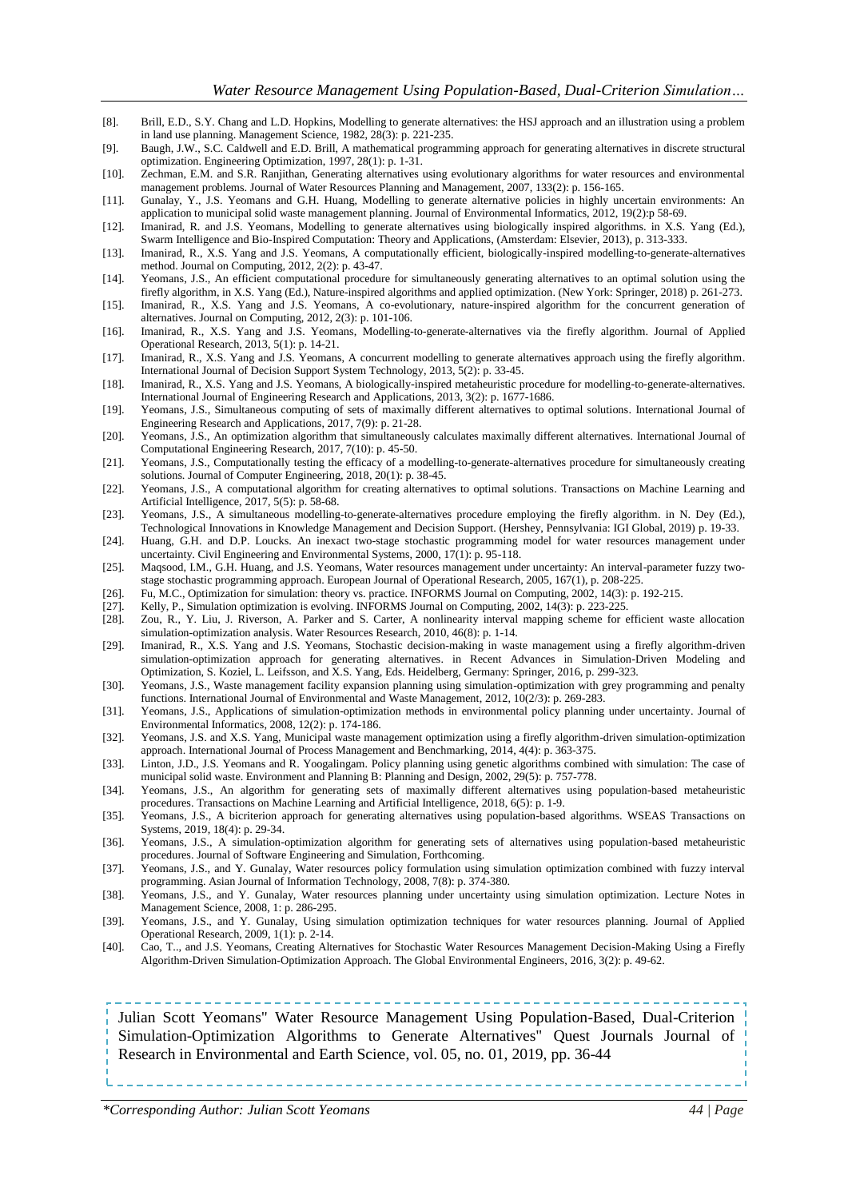[8]. Brill, E.D., S.Y. Chang and L.D. Hopkins, Modelling to generate alternatives: the HSJ approach and an illustration using a problem in land use planning. Management Science, 1982, 28(3): p. 221-235.

[9]. Baugh, J.W., S.C. Caldwell and E.D. Brill, A mathematical programming approach for generating alternatives in discrete structural optimization. Engineering Optimization, 1997, 28(1): p. 1-31.

[10]. Zechman, E.M. and S.R. Ranjithan, Generating alternatives using evolutionary algorithms for water resources and environmental management problems. Journal of Water Resources Planning and Management, 2007, 133(2): p. 156-165.

[11]. Gunalay, Y., J.S. Yeomans and G.H. Huang, Modelling to generate alternative policies in highly uncertain environments: An application to municipal solid waste management planning. Journal of Environmental Informatics, 2012, 19(2):p 58-69.

[12]. Imanirad, R. and J.S. Yeomans, Modelling to generate alternatives using biologically inspired algorithms. in X.S. Yang (Ed.), Swarm Intelligence and Bio-Inspired Computation: Theory and Applications, (Amsterdam: Elsevier, 2013), p. 313-333.

[13]. Imanirad, R., X.S. Yang and J.S. Yeomans, A computationally efficient, biologically-inspired modelling-to-generate-alternatives method. Journal on Computing, 2012, 2(2): p. 43-47.

[14]. Yeomans, J.S., An efficient computational procedure for simultaneously generating alternatives to an optimal solution using the firefly algorithm, in X.S. Yang (Ed.), Nature-inspired algorithms and applied optimization. (New York: Springer, 2018) p. 261-273.

[15]. Imanirad, R., X.S. Yang and J.S. Yeomans, A co-evolutionary, nature-inspired algorithm for the concurrent generation of alternatives. Journal on Computing, 2012, 2(3): p. 101-106.

[16]. Imanirad, R., X.S. Yang and J.S. Yeomans, Modelling-to-generate-alternatives via the firefly algorithm. Journal of Applied Operational Research, 2013, 5(1): p. 14-21.

[17]. Imanirad, R., X.S. Yang and J.S. Yeomans, A concurrent modelling to generate alternatives approach using the firefly algorithm. International Journal of Decision Support System Technology, 2013, 5(2): p. 33-45.

[18]. Imanirad, R., X.S. Yang and J.S. Yeomans, A biologically-inspired metaheuristic procedure for modelling-to-generate-alternatives. International Journal of Engineering Research and Applications, 2013, 3(2): p. 1677-1686.

[19]. Yeomans, J.S., Simultaneous computing of sets of maximally different alternatives to optimal solutions. International Journal of Engineering Research and Applications, 2017, 7(9): p. 21-28.

[20]. Yeomans, J.S., An optimization algorithm that simultaneously calculates maximally different alternatives. International Journal of Computational Engineering Research, 2017, 7(10): p. 45-50.

[21]. Yeomans, J.S., Computationally testing the efficacy of a modelling-to-generate-alternatives procedure for simultaneously creating solutions. Journal of Computer Engineering, 2018, 20(1): p. 38-45.

[22]. Yeomans, J.S., A computational algorithm for creating alternatives to optimal solutions. Transactions on Machine Learning and Artificial Intelligence, 2017, 5(5): p. 58-68.

[23]. Yeomans, J.S., A simultaneous modelling-to-generate-alternatives procedure employing the firefly algorithm. in N. Dey (Ed.), Technological Innovations in Knowledge Management and Decision Support. (Hershey, Pennsylvania: IGI Global, 2019) p. 19-33.

[24]. Huang, G.H. and D.P. Loucks. An inexact two-stage stochastic programming model for water resources management under uncertainty. Civil Engineering and Environmental Systems, 2000, 17(1): p. 95-118.

[25]. Maqsood, I.M., G.H. Huang, and J.S. Yeomans, Water resources management under uncertainty: An interval-parameter fuzzy two-stage stochastic programming approach. European Journal of Operational Research, 2005, 167(1), p. 208-225.

[26]. Fu, M.C., Optimization for simulation: theory vs. practice. INFORMS Journal on Computing, 2002, 14(3): p. 192-215.

[27]. Kelly, P., Simulation optimization is evolving. INFORMS Journal on Computing, 2002, 14(3): p. 223-225.

[28]. Zou, R., Y. Liu, J. Riverson, A. Parker and S. Carter, A nonlinearity interval mapping scheme for efficient waste allocation simulation-optimization analysis. Water Resources Research, 2010, 46(8): p. 1-14.

[29]. Imanirad, R., X.S. Yang and J.S. Yeomans, Stochastic decision-making in waste management using a firefly algorithm-driven simulation-optimization approach for generating alternatives. in Recent Advances in Simulation-Driven Modeling and Optimization, S. Koziel, L. Leifsson, and X.S. Yang, Eds. Heidelberg, Germany: Springer, 2016, p. 299-323.

[30]. Yeomans, J.S., Waste management facility expansion planning using simulation-optimization with grey programming and penalty functions. International Journal of Environmental and Waste Management, 2012, 10(2/3): p. 269-283.

[31]. Yeomans, J.S., Applications of simulation-optimization methods in environmental policy planning under uncertainty. Journal of Environmental Informatics, 2008, 12(2): p. 174-186.

[32]. Yeomans, J.S. and X.S. Yang, Municipal waste management optimization using a firefly algorithm-driven simulation-optimization approach. International Journal of Process Management and Benchmarking, 2014, 4(4): p. 363-375.

[33]. Linton, J.D., J.S. Yeomans and R. Yoogalingam. Policy planning using genetic algorithms combined with simulation: The case of municipal solid waste. Environment and Planning B: Planning and Design, 2002, 29(5): p. 757-778.

[34]. Yeomans, J.S., An algorithm for generating sets of maximally different alternatives using population-based metaheuristic procedures. Transactions on Machine Learning and Artificial Intelligence, 2018, 6(5): p. 1-9.

[35]. Yeomans, J.S., A bicriterion approach for generating alternatives using population-based algorithms. WSEAS Transactions on Systems, 2019, 18(4): p. 29-34.

[36]. Yeomans, J.S., A simulation-optimization algorithm for generating sets of alternatives using population-based metaheuristic procedures. Journal of Software Engineering and Simulation, Forthcoming.

[37]. Yeomans, J.S., and Y. Gunalay, Water resources policy formulation using simulation optimization combined with fuzzy interval programming. Asian Journal of Information Technology, 2008, 7(8): p. 374-380.

[38]. Yeomans, J.S., and Y. Gunalay, Water resources planning under uncertainty using simulation optimization. Lecture Notes in Management Science, 2008, 1: p. 286-295.

[39]. Yeomans, J.S., and Y. Gunalay, Using simulation optimization techniques for water resources planning. Journal of Applied Operational Research, 2009, 1(1): p. 2-14.

[40]. Cao, T.., and J.S. Yeomans, Creating Alternatives for Stochastic Water Resources Management Decision-Making Using a Firefly Algorithm-Driven Simulation-Optimization Approach. The Global Environmental Engineers, 2016, 3(2): p. 49-62.

Julian Scott Yeomans" Water Resource Management Using Population-Based, Dual-Criterion Simulation-Optimization Algorithms to Generate Alternatives" Quest Journals Journal of Research in Environmental and Earth Science, vol. 05, no. 01, 2019, pp. 36-44